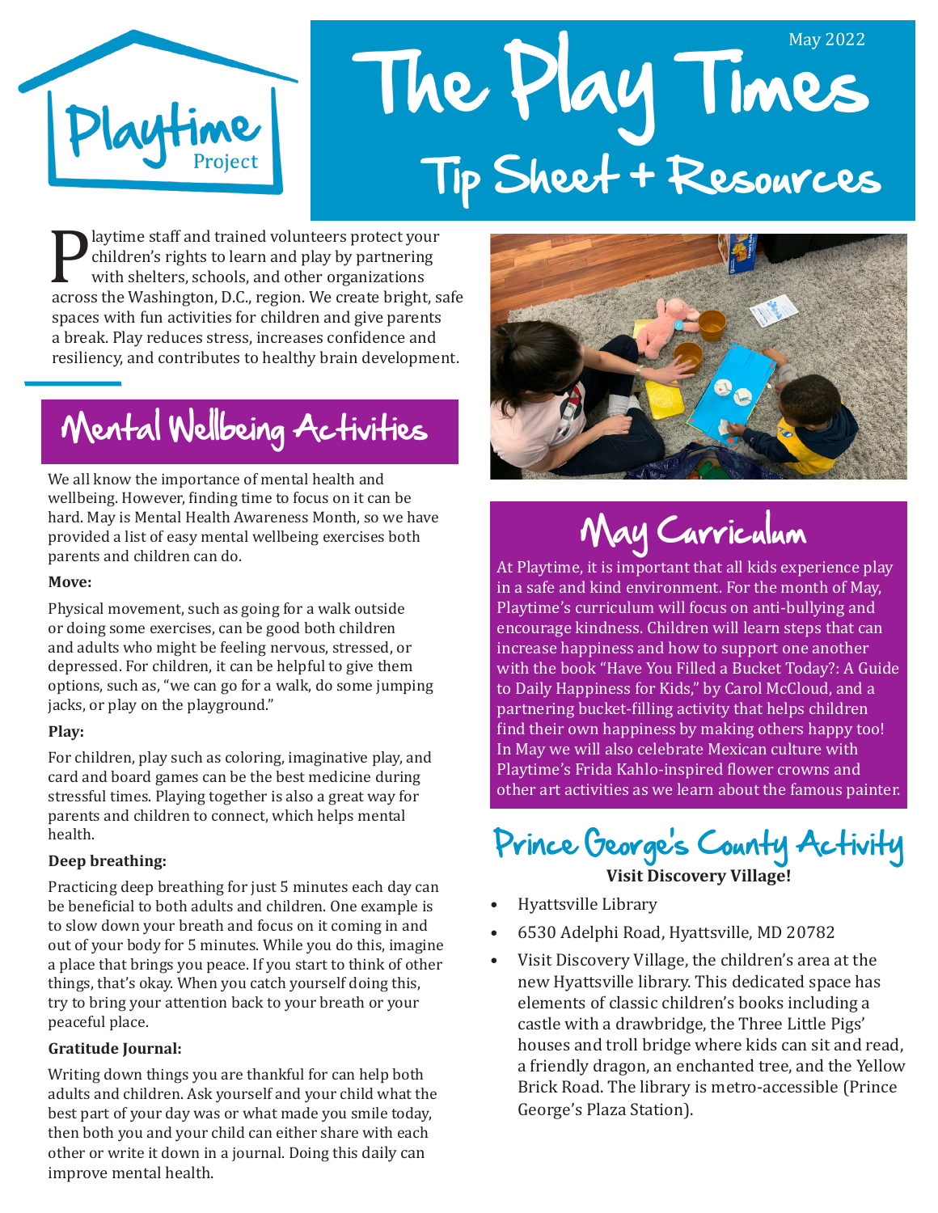Playtime Project

# The Play Times

May 2022

## Tip Sheet + Resources

Playtime staff and trained volunteers protect your children's rights to learn and play by partnering with shelters, schools, and other organizations across the Washington, D.C., region. We create bright, safe spaces with fun activities for children and give parents a break. Play reduces stress, increases confidence and resiliency, and contributes to healthy brain development.

## Mental Wellbeing Activities

We all know the importance of mental health and wellbeing. However, finding time to focus on it can be hard. May is Mental Health Awareness Month, so we have provided a list of easy mental wellbeing exercises both parents and children can do.

**Move:**

Physical movement, such as going for a walk outside or doing some exercises, can be good both children and adults who might be feeling nervous, stressed, or depressed. For children, it can be helpful to give them options, such as, "we can go for a walk, do some jumping jacks, or play on the playground."

**Play:**

For children, play such as coloring, imaginative play, and card and board games can be the best medicine during stressful times. Playing together is also a great way for parents and children to connect, which helps mental health.

**Deep breathing:**

Practicing deep breathing for just 5 minutes each day can be beneficial to both adults and children. One example is to slow down your breath and focus on it coming in and out of your body for 5 minutes. While you do this, imagine a place that brings you peace. If you start to think of other things, that's okay. When you catch yourself doing this, try to bring your attention back to your breath or your peaceful place.

**Gratitude Journal:**

Writing down things you are thankful for can help both adults and children. Ask yourself and your child what the best part of your day was or what made you smile today, then both you and your child can either share with each other or write it down in a journal. Doing this daily can improve mental health.

## May Curriculum

At Playtime, it is important that all kids experience play in a safe and kind environment. For the month of May, Playtime's curriculum will focus on anti-bullying and encourage kindness. Children will learn steps that can increase happiness and how to support one another with the book "Have You Filled a Bucket Today?: A Guide to Daily Happiness for Kids," by Carol McCloud, and a partnering bucket-filling activity that helps children find their own happiness by making others happy too! In May we will also celebrate Mexican culture with Playtime's Frida Kahlo-inspired flower crowns and other art activities as we learn about the famous painter.

## Prince George's County Activity

**Visit Discovery Village!**

- Hyattsville Library
- 6530 Adelphi Road, Hyattsville, MD 20782
- Visit Discovery Village, the children's area at the new Hyattsville library. This dedicated space has elements of classic children's books including a castle with a drawbridge, the Three Little Pigs' houses and troll bridge where kids can sit and read, a friendly dragon, an enchanted tree, and the Yellow Brick Road. The library is metro-accessible (Prince George's Plaza Station).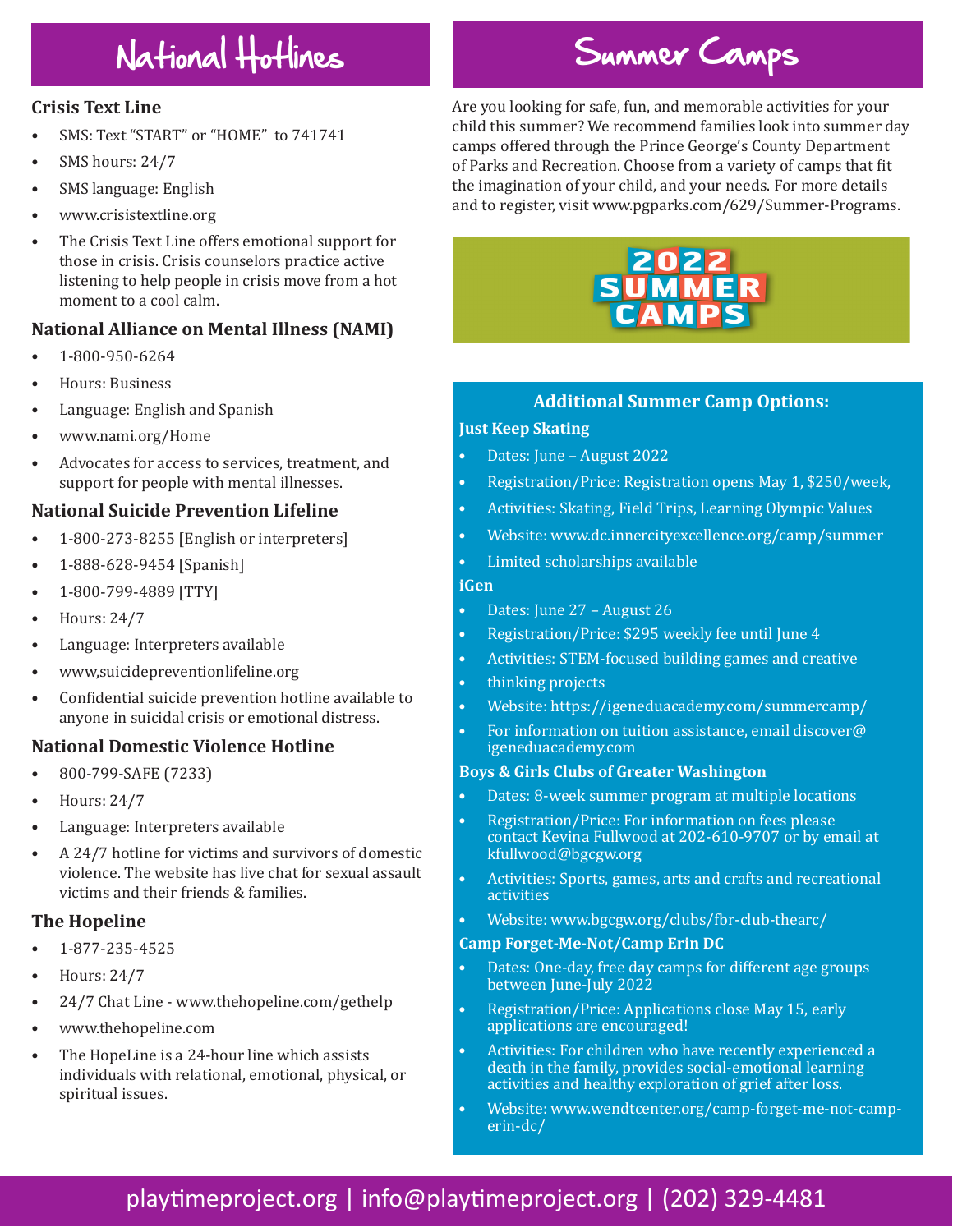# National Hotlines

### Crisis Text Line

- SMS: Text "START" or "HOME" to 741741
- SMS hours: 24/7
- SMS language: English
- www.crisistextline.org
- The Crisis Text Line offers emotional support for those in crisis. Crisis counselors practice active listening to help people in crisis move from a hot moment to a cool calm.

### National Alliance on Mental Illness (NAMI)

- 1-800-950-6264
- Hours: Business
- Language: English and Spanish
- www.nami.org/Home
- Advocates for access to services, treatment, and support for people with mental illnesses.

### National Suicide Prevention Lifeline

- 1-800-273-8255 [English or interpreters]
- 1-888-628-9454 [Spanish]
- 1-800-799-4889 [TTY]
- Hours: 24/7
- Language: Interpreters available
- www,suicidepreventionlifeline.org
- Confidential suicide prevention hotline available to anyone in suicidal crisis or emotional distress.

### National Domestic Violence Hotline

- 800-799-SAFE (7233)
- Hours: 24/7
- Language: Interpreters available
- A 24/7 hotline for victims and survivors of domestic violence. The website has live chat for sexual assault victims and their friends & families.

### The Hopeline

- 1-877-235-4525
- Hours: 24/7
- 24/7 Chat Line - www.thehopeline.com/gethelp
- www.thehopeline.com
- The HopeLine is a 24-hour line which assists individuals with relational, emotional, physical, or spiritual issues.

# Summer Camps

Are you looking for safe, fun, and memorable activities for your child this summer? We recommend families look into summer day camps offered through the Prince George's County Department of Parks and Recreation. Choose from a variety of camps that fit the imagination of your child, and your needs. For more details and to register, visit www.pgparks.com/629/Summer-Programs.

2022 SUMMER CAMPS

## Additional Summer Camp Options:

**Just Keep Skating**

- Dates: June – August 2022
- Registration/Price: Registration opens May 1, $250/week,
- Activities: Skating, Field Trips, Learning Olympic Values
- Website: www.dc.innercityexcellence.org/camp/summer
- Limited scholarships available

**iGen**

- Dates: June 27 – August 26
- Registration/Price: $295 weekly fee until June 4
- Activities: STEM-focused building games and creative
- thinking projects
- Website: https://igeneduacademy.com/summercamp/
- For information on tuition assistance, email discover@igeneduacademy.com

**Boys & Girls Clubs of Greater Washington**

- Dates: 8-week summer program at multiple locations
- Registration/Price: For information on fees please contact Kevina Fullwood at 202-610-9707 or by email at kfullwood@bgcgw.org
- Activities: Sports, games, arts and crafts and recreational activities
- Website: www.bgcgw.org/clubs/fbr-club-thearc/

**Camp Forget-Me-Not/Camp Erin DC**

- Dates: One-day, free day camps for different age groups between June-July 2022
- Registration/Price: Applications close May 15, early applications are encouraged!
- Activities: For children who have recently experienced a death in the family, provides social-emotional learning activities and healthy exploration of grief after loss.
- Website: www.wendtcenter.org/camp-forget-me-not-camp-erin-dc/

playtimeproject.org | info@playtimeproject.org | (202) 329-4481